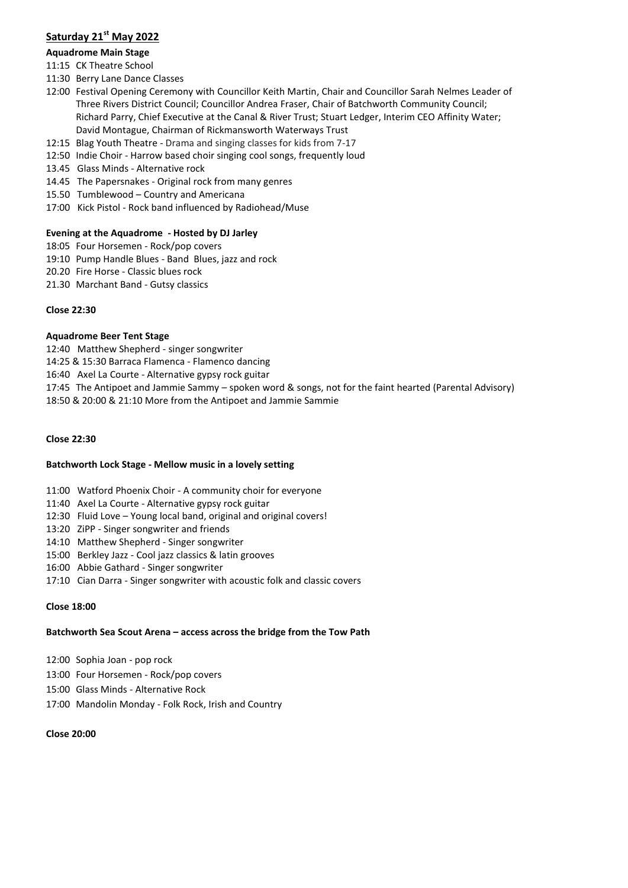## Saturday 21st May 2022

**Aquadrome Main Stage**

11:15 CK Theatre School
11:30 Berry Lane Dance Classes
12:00 Festival Opening Ceremony with Councillor Keith Martin, Chair and Councillor Sarah Nelmes Leader of Three Rivers District Council; Councillor Andrea Fraser, Chair of Batchworth Community Council; Richard Parry, Chief Executive at the Canal & River Trust; Stuart Ledger, Interim CEO Affinity Water; David Montague, Chairman of Rickmansworth Waterways Trust
12:15 Blag Youth Theatre - Drama and singing classes for kids from 7-17
12:50 Indie Choir - Harrow based choir singing cool songs, frequently loud
13.45 Glass Minds - Alternative rock
14.45 The Papersnakes - Original rock from many genres
15.50 Tumblewood – Country and Americana
17:00 Kick Pistol - Rock band influenced by Radiohead/Muse

**Evening at the Aquadrome - Hosted by DJ Jarley**

18:05 Four Horsemen - Rock/pop covers
19:10 Pump Handle Blues - Band Blues, jazz and rock
20.20 Fire Horse - Classic blues rock
21.30 Marchant Band - Gutsy classics

**Close 22:30**

**Aquadrome Beer Tent Stage**

12:40 Matthew Shepherd - singer songwriter
14:25 & 15:30 Barraca Flamenca - Flamenco dancing
16:40 Axel La Courte - Alternative gypsy rock guitar
17:45 The Antipoet and Jammie Sammy – spoken word & songs, not for the faint hearted (Parental Advisory)
18:50 & 20:00 & 21:10 More from the Antipoet and Jammie Sammie

**Close 22:30**

**Batchworth Lock Stage - Mellow music in a lovely setting**

11:00 Watford Phoenix Choir - A community choir for everyone
11:40 Axel La Courte - Alternative gypsy rock guitar
12:30 Fluid Love – Young local band, original and original covers!
13:20 ZiPP - Singer songwriter and friends
14:10 Matthew Shepherd - Singer songwriter
15:00 Berkley Jazz - Cool jazz classics & latin grooves
16:00 Abbie Gathard - Singer songwriter
17:10 Cian Darra - Singer songwriter with acoustic folk and classic covers

**Close 18:00**

**Batchworth Sea Scout Arena – access across the bridge from the Tow Path**

12:00 Sophia Joan - pop rock
13:00 Four Horsemen - Rock/pop covers
15:00 Glass Minds - Alternative Rock
17:00 Mandolin Monday - Folk Rock, Irish and Country

**Close 20:00**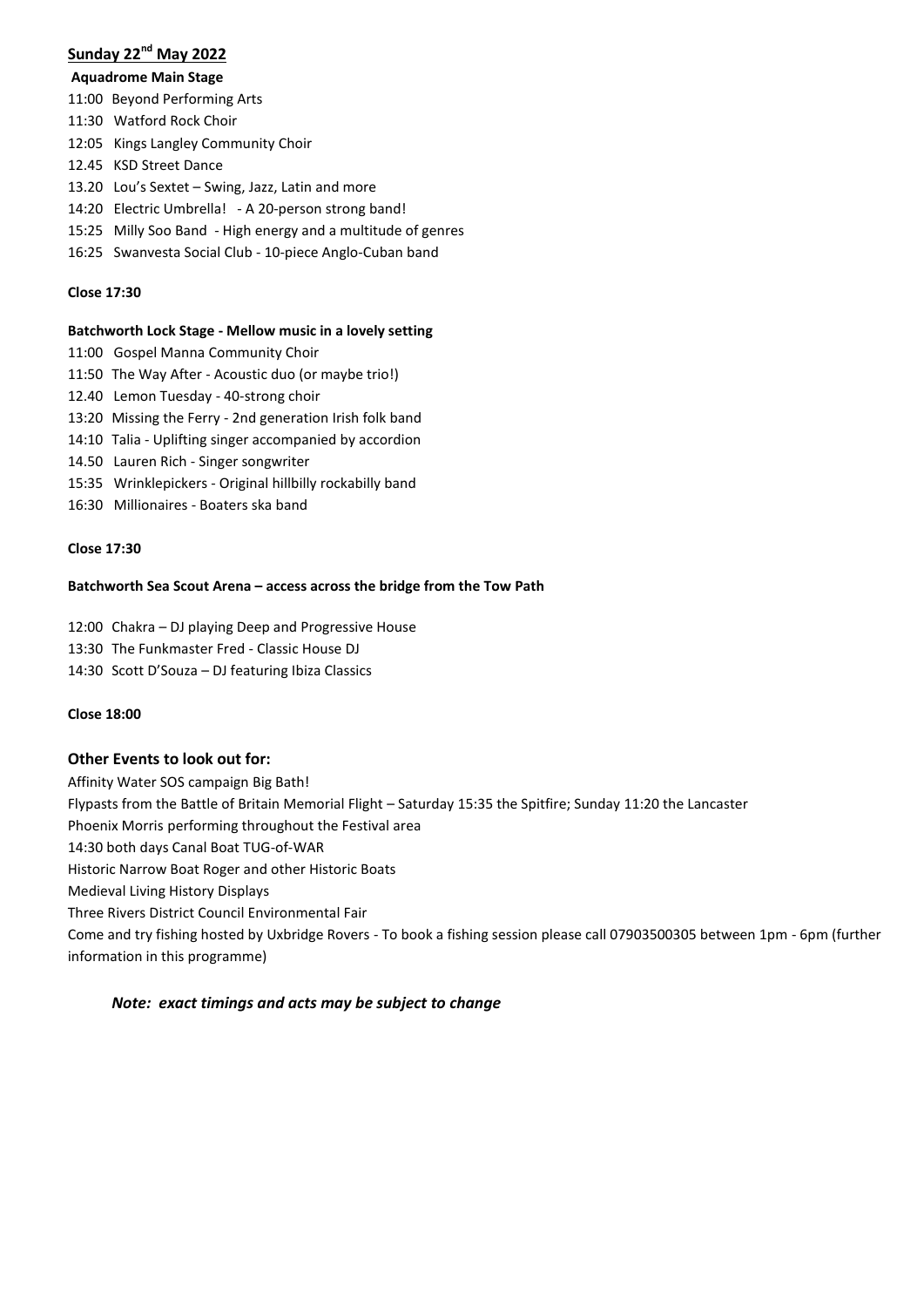## Sunday 22nd May 2022

**Aquadrome Main Stage**

11:00 Beyond Performing Arts
11:30 Watford Rock Choir
12:05 Kings Langley Community Choir
12.45 KSD Street Dance
13.20 Lou's Sextet – Swing, Jazz, Latin and more
14:20 Electric Umbrella! - A 20-person strong band!
15:25 Milly Soo Band - High energy and a multitude of genres
16:25 Swanvesta Social Club - 10-piece Anglo-Cuban band

**Close 17:30**

**Batchworth Lock Stage - Mellow music in a lovely setting**

11:00 Gospel Manna Community Choir
11:50 The Way After - Acoustic duo (or maybe trio!)
12.40 Lemon Tuesday - 40-strong choir
13:20 Missing the Ferry - 2nd generation Irish folk band
14:10 Talia - Uplifting singer accompanied by accordion
14.50 Lauren Rich - Singer songwriter
15:35 Wrinklepickers - Original hillbilly rockabilly band
16:30 Millionaires - Boaters ska band

**Close 17:30**

**Batchworth Sea Scout Arena – access across the bridge from the Tow Path**

12:00 Chakra – DJ playing Deep and Progressive House
13:30 The Funkmaster Fred - Classic House DJ
14:30 Scott D'Souza – DJ featuring Ibiza Classics

**Close 18:00**

### Other Events to look out for:

Affinity Water SOS campaign Big Bath!
Flypasts from the Battle of Britain Memorial Flight – Saturday 15:35 the Spitfire; Sunday 11:20 the Lancaster
Phoenix Morris performing throughout the Festival area
14:30 both days Canal Boat TUG-of-WAR
Historic Narrow Boat Roger and other Historic Boats
Medieval Living History Displays
Three Rivers District Council Environmental Fair
Come and try fishing hosted by Uxbridge Rovers - To book a fishing session please call 07903500305 between 1pm - 6pm (further information in this programme)

***Note: exact timings and acts may be subject to change***